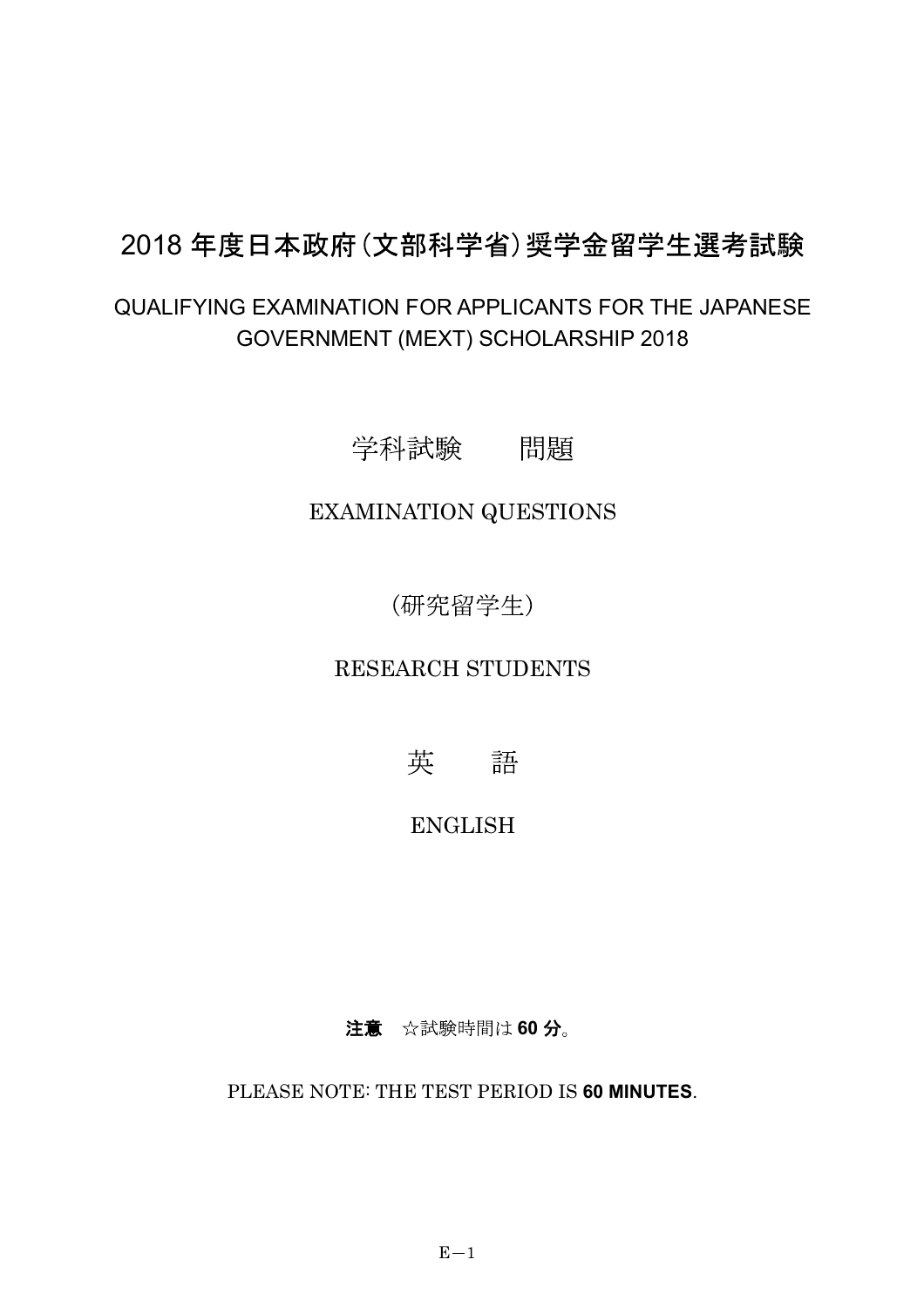# 2018 年度日本政府（文部科学省）奨学金留学生選考試験

QUALIFYING EXAMINATION FOR APPLICANTS FOR THE JAPANESE GOVERNMENT (MEXT) SCHOLARSHIP 2018

## 学科試験　　問題

EXAMINATION QUESTIONS

（研究留学生）

RESEARCH STUDENTS

## 英　　語

ENGLISH

**注意**　☆試験時間は **60 分**。

PLEASE NOTE: THE TEST PERIOD IS **60 MINUTES**.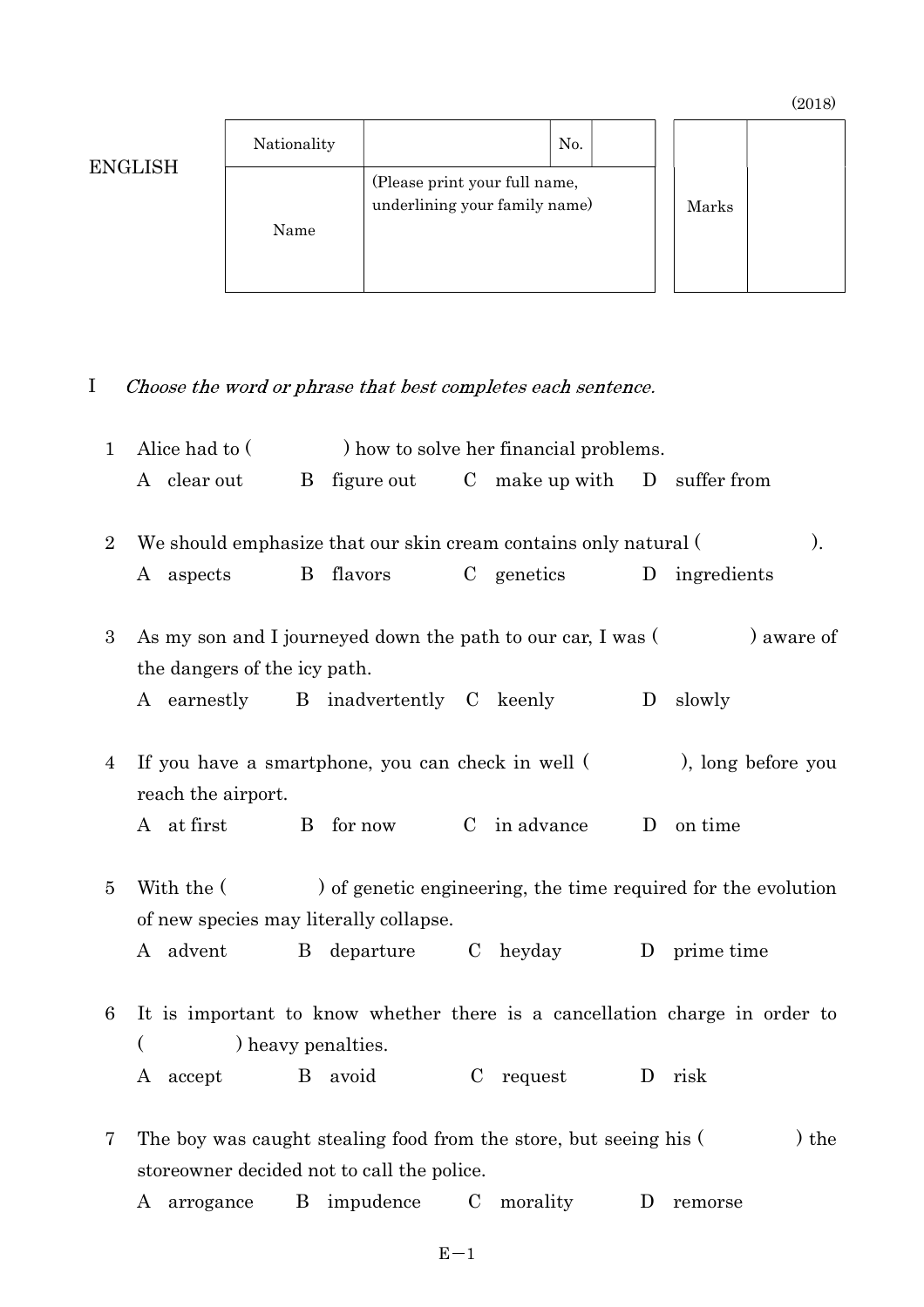(2018)

ENGLISH

| Nationality | | No. | | | |
|---|---|---|---|---|---|
| Name | (Please print your full name, underlining your family name) | | | Marks | |

I *Choose the word or phrase that best completes each sentence.*

1 Alice had to ( ) how to solve her financial problems.
A clear out B figure out C make up with D suffer from

2 We should emphasize that our skin cream contains only natural ( ).
A aspects B flavors C genetics D ingredients

3 As my son and I journeyed down the path to our car, I was ( ) aware of the dangers of the icy path.
A earnestly B inadvertently C keenly D slowly

4 If you have a smartphone, you can check in well ( ), long before you reach the airport.
A at first B for now C in advance D on time

5 With the ( ) of genetic engineering, the time required for the evolution of new species may literally collapse.
A advent B departure C heyday D prime time

6 It is important to know whether there is a cancellation charge in order to ( ) heavy penalties.
A accept B avoid C request D risk

7 The boy was caught stealing food from the store, but seeing his ( ) the storeowner decided not to call the police.
A arrogance B impudence C morality D remorse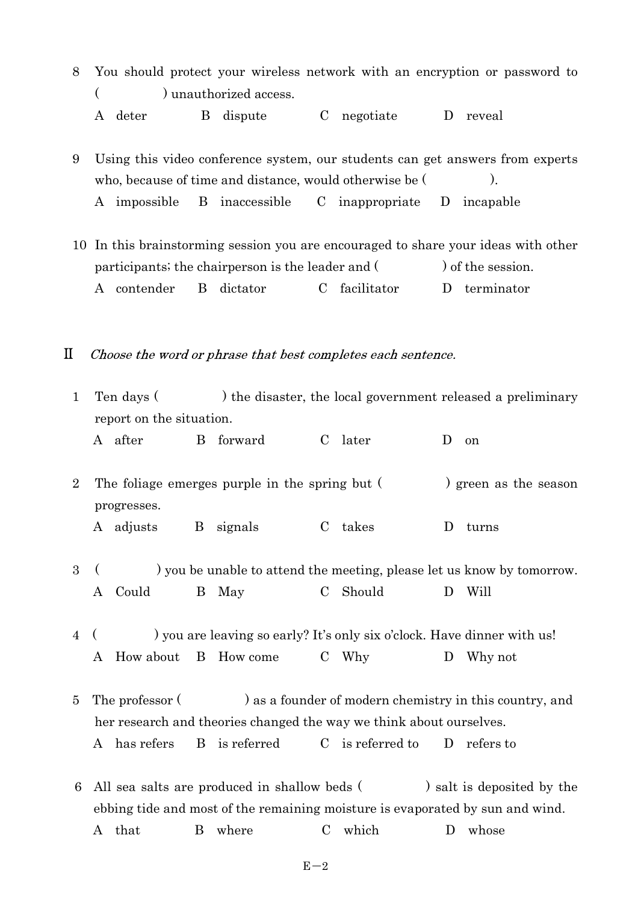8 You should protect your wireless network with an encryption or password to ( ) unauthorized access.

A deter B dispute C negotiate D reveal

9 Using this video conference system, our students can get answers from experts who, because of time and distance, would otherwise be ( ).

A impossible B inaccessible C inappropriate D incapable

10 In this brainstorming session you are encouraged to share your ideas with other participants; the chairperson is the leader and ( ) of the session.

A contender B dictator C facilitator D terminator

## Ⅱ *Choose the word or phrase that best completes each sentence.*

1 Ten days ( ) the disaster, the local government released a preliminary report on the situation.

A after B forward C later D on

2 The foliage emerges purple in the spring but ( ) green as the season progresses.

A adjusts B signals C takes D turns

3 ( ) you be unable to attend the meeting, please let us know by tomorrow.

A Could B May C Should D Will

4 ( ) you are leaving so early? It's only six o'clock. Have dinner with us!

A How about B How come C Why D Why not

5 The professor ( ) as a founder of modern chemistry in this country, and her research and theories changed the way we think about ourselves.

A has refers B is referred C is referred to D refers to

6 All sea salts are produced in shallow beds ( ) salt is deposited by the ebbing tide and most of the remaining moisture is evaporated by sun and wind.

A that B where C which D whose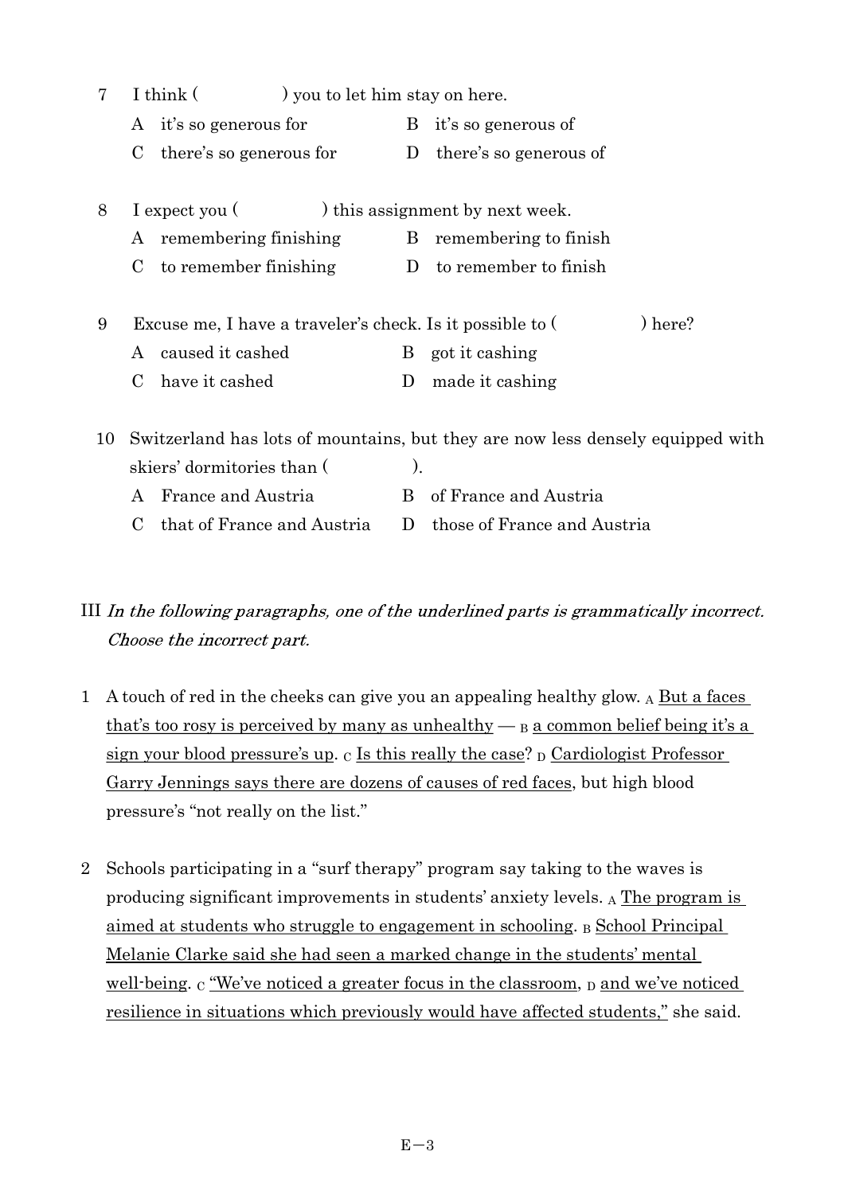7　I think (　　　　) you to let him stay on here.

　A　it's so generous for　　　B　it's so generous of

　C　there's so generous for　　D　there's so generous of

8　I expect you (　　　　) this assignment by next week.

　A　remembering finishing　　B　remembering to finish

　C　to remember finishing　　D　to remember to finish

9　Excuse me, I have a traveler's check. Is it possible to (　　　　) here?

　A　caused it cashed　　B　got it cashing

　C　have it cashed　　D　made it cashing

10　Switzerland has lots of mountains, but they are now less densely equipped with skiers' dormitories than (　　　　).

　A　France and Austria　　B　of France and Austria

　C　that of France and Austria　　D　those of France and Austria

III *In the following paragraphs, one of the underlined parts is grammatically incorrect. Choose the incorrect part.*

1　A touch of red in the cheeks can give you an appealing healthy glow. A <u>But a faces that's too rosy is perceived by many as unhealthy</u> — B <u>a common belief being it's a sign your blood pressure's up</u>. C <u>Is this really the case</u>? D <u>Cardiologist Professor Garry Jennings says there are dozens of causes of red faces</u>, but high blood pressure's "not really on the list."

2　Schools participating in a "surf therapy" program say taking to the waves is producing significant improvements in students' anxiety levels. A <u>The program is aimed at students who struggle to engagement in schooling</u>. B <u>School Principal Melanie Clarke said she had seen a marked change in the students' mental well-being</u>. C <u>"We've noticed a greater focus in the classroom,</u> D <u>and we've noticed resilience in situations which previously would have affected students,"</u> she said.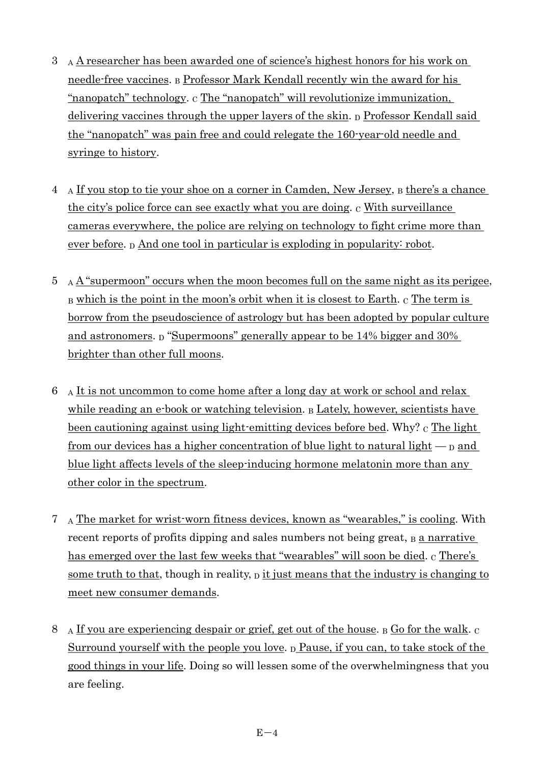3 A A researcher has been awarded one of science's highest honors for his work on needle-free vaccines. B Professor Mark Kendall recently win the award for his "nanopatch" technology. C The "nanopatch" will revolutionize immunization, delivering vaccines through the upper layers of the skin. D Professor Kendall said the "nanopatch" was pain free and could relegate the 160-year-old needle and syringe to history.

4 A If you stop to tie your shoe on a corner in Camden, New Jersey, B there's a chance the city's police force can see exactly what you are doing. C With surveillance cameras everywhere, the police are relying on technology to fight crime more than ever before. D And one tool in particular is exploding in popularity: robot.

5 A A "supermoon" occurs when the moon becomes full on the same night as its perigee, B which is the point in the moon's orbit when it is closest to Earth. C The term is borrow from the pseudoscience of astrology but has been adopted by popular culture and astronomers. D "Supermoons" generally appear to be 14% bigger and 30% brighter than other full moons.

6 A It is not uncommon to come home after a long day at work or school and relax while reading an e-book or watching television. B Lately, however, scientists have been cautioning against using light-emitting devices before bed. Why? C The light from our devices has a higher concentration of blue light to natural light — D and blue light affects levels of the sleep-inducing hormone melatonin more than any other color in the spectrum.

7 A The market for wrist-worn fitness devices, known as "wearables," is cooling. With recent reports of profits dipping and sales numbers not being great, B a narrative has emerged over the last few weeks that "wearables" will soon be died. C There's some truth to that, though in reality, D it just means that the industry is changing to meet new consumer demands.

8 A If you are experiencing despair or grief, get out of the house. B Go for the walk. C Surround yourself with the people you love. D Pause, if you can, to take stock of the good things in your life. Doing so will lessen some of the overwhelmingness that you are feeling.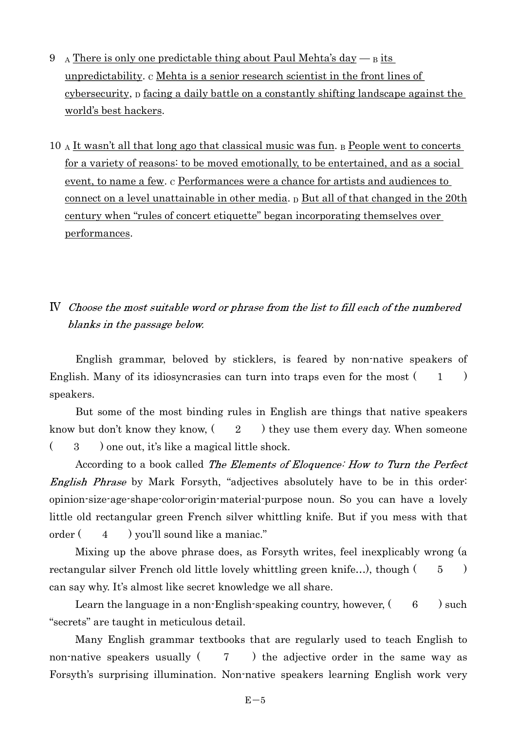9 A <u>There is only one predictable thing about Paul Mehta's day</u> — B <u>its unpredictability</u>. C <u>Mehta is a senior research scientist in the front lines of cybersecurity</u>, D <u>facing a daily battle on a constantly shifting landscape against the world's best hackers</u>.

10 A <u>It wasn't all that long ago that classical music was fun</u>. B <u>People went to concerts for a variety of reasons: to be moved emotionally, to be entertained, and as a social event, to name a few</u>. C <u>Performances were a chance for artists and audiences to connect on a level unattainable in other media</u>. D <u>But all of that changed in the 20th century when "rules of concert etiquette" began incorporating themselves over performances</u>.

## Ⅳ *Choose the most suitable word or phrase from the list to fill each of the numbered blanks in the passage below.*

English grammar, beloved by sticklers, is feared by non-native speakers of English. Many of its idiosyncrasies can turn into traps even for the most ( 1 ) speakers.

But some of the most binding rules in English are things that native speakers know but don't know they know, ( 2 ) they use them every day. When someone ( 3 ) one out, it's like a magical little shock.

According to a book called *The Elements of Eloquence: How to Turn the Perfect English Phrase* by Mark Forsyth, "adjectives absolutely have to be in this order: opinion-size-age-shape-color-origin-material-purpose noun. So you can have a lovely little old rectangular green French silver whittling knife. But if you mess with that order ( 4 ) you'll sound like a maniac."

Mixing up the above phrase does, as Forsyth writes, feel inexplicably wrong (a rectangular silver French old little lovely whittling green knife…), though ( 5 ) can say why. It's almost like secret knowledge we all share.

Learn the language in a non-English-speaking country, however, ( 6 ) such "secrets" are taught in meticulous detail.

Many English grammar textbooks that are regularly used to teach English to non-native speakers usually ( 7 ) the adjective order in the same way as Forsyth's surprising illumination. Non-native speakers learning English work very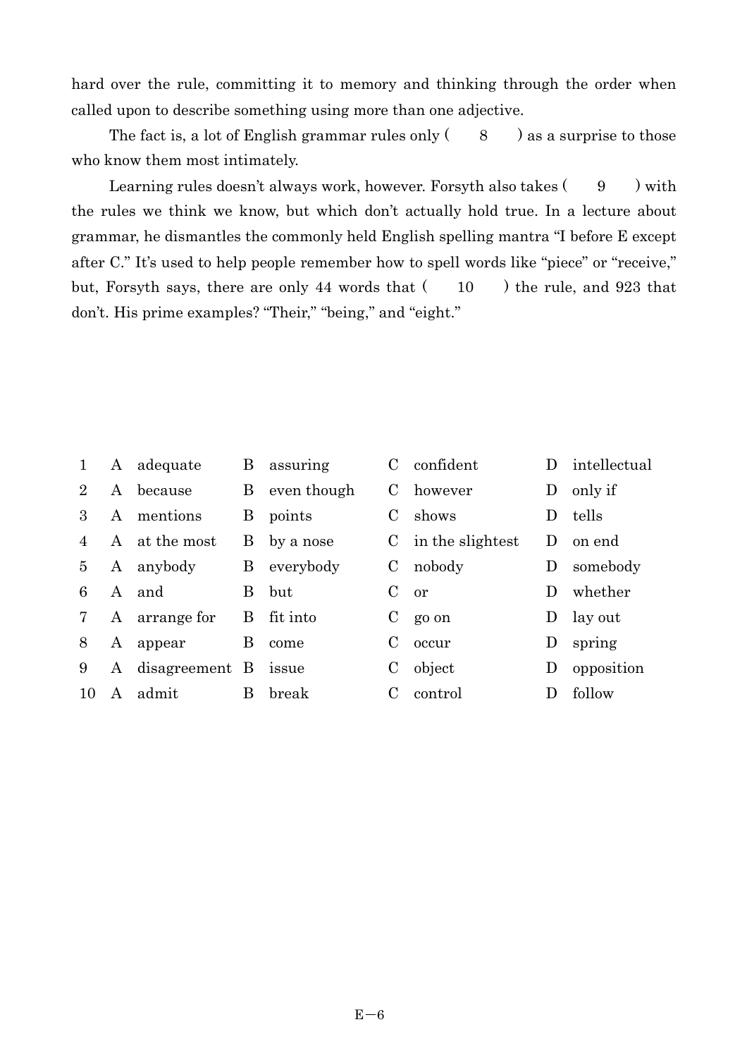hard over the rule, committing it to memory and thinking through the order when called upon to describe something using more than one adjective.

The fact is, a lot of English grammar rules only ( 8 ) as a surprise to those who know them most intimately.

Learning rules doesn't always work, however. Forsyth also takes ( 9 ) with the rules we think we know, but which don't actually hold true. In a lecture about grammar, he dismantles the commonly held English spelling mantra "I before E except after C." It's used to help people remember how to spell words like "piece" or "receive," but, Forsyth says, there are only 44 words that ( 10 ) the rule, and 923 that don't. His prime examples? "Their," "being," and "eight."

| | | | | | | | | |
|---|---|---|---|---|---|---|---|---|
| 1 | A | adequate | B | assuring | C | confident | D | intellectual |
| 2 | A | because | B | even though | C | however | D | only if |
| 3 | A | mentions | B | points | C | shows | D | tells |
| 4 | A | at the most | B | by a nose | C | in the slightest | D | on end |
| 5 | A | anybody | B | everybody | C | nobody | D | somebody |
| 6 | A | and | B | but | C | or | D | whether |
| 7 | A | arrange for | B | fit into | C | go on | D | lay out |
| 8 | A | appear | B | come | C | occur | D | spring |
| 9 | A | disagreement | B | issue | C | object | D | opposition |
| 10 | A | admit | B | break | C | control | D | follow |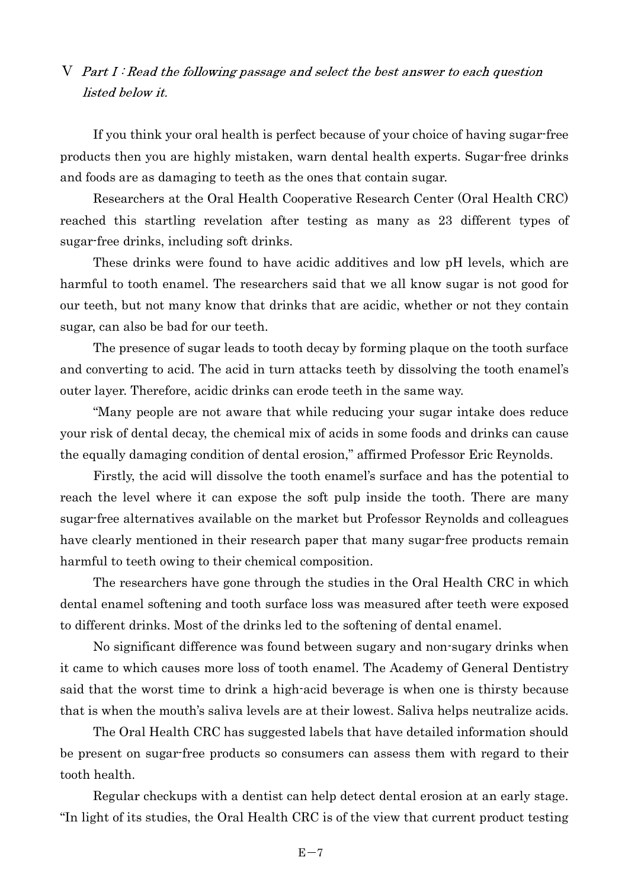V *Part I : Read the following passage and select the best answer to each question listed below it.*

If you think your oral health is perfect because of your choice of having sugar-free products then you are highly mistaken, warn dental health experts. Sugar-free drinks and foods are as damaging to teeth as the ones that contain sugar.

Researchers at the Oral Health Cooperative Research Center (Oral Health CRC) reached this startling revelation after testing as many as 23 different types of sugar-free drinks, including soft drinks.

These drinks were found to have acidic additives and low pH levels, which are harmful to tooth enamel. The researchers said that we all know sugar is not good for our teeth, but not many know that drinks that are acidic, whether or not they contain sugar, can also be bad for our teeth.

The presence of sugar leads to tooth decay by forming plaque on the tooth surface and converting to acid. The acid in turn attacks teeth by dissolving the tooth enamel's outer layer. Therefore, acidic drinks can erode teeth in the same way.

"Many people are not aware that while reducing your sugar intake does reduce your risk of dental decay, the chemical mix of acids in some foods and drinks can cause the equally damaging condition of dental erosion," affirmed Professor Eric Reynolds.

Firstly, the acid will dissolve the tooth enamel's surface and has the potential to reach the level where it can expose the soft pulp inside the tooth. There are many sugar-free alternatives available on the market but Professor Reynolds and colleagues have clearly mentioned in their research paper that many sugar-free products remain harmful to teeth owing to their chemical composition.

The researchers have gone through the studies in the Oral Health CRC in which dental enamel softening and tooth surface loss was measured after teeth were exposed to different drinks. Most of the drinks led to the softening of dental enamel.

No significant difference was found between sugary and non-sugary drinks when it came to which causes more loss of tooth enamel. The Academy of General Dentistry said that the worst time to drink a high-acid beverage is when one is thirsty because that is when the mouth's saliva levels are at their lowest. Saliva helps neutralize acids.

The Oral Health CRC has suggested labels that have detailed information should be present on sugar-free products so consumers can assess them with regard to their tooth health.

Regular checkups with a dentist can help detect dental erosion at an early stage. "In light of its studies, the Oral Health CRC is of the view that current product testing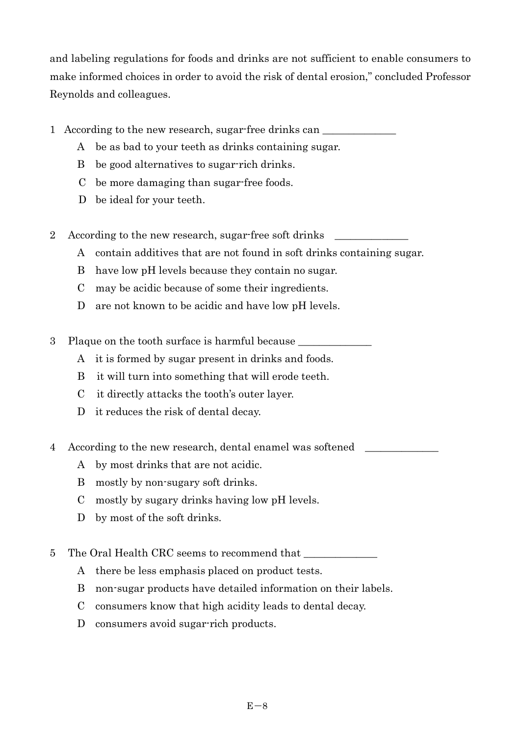and labeling regulations for foods and drinks are not sufficient to enable consumers to make informed choices in order to avoid the risk of dental erosion," concluded Professor Reynolds and colleagues.

1 According to the new research, sugar-free drinks can ______________

  A be as bad to your teeth as drinks containing sugar.

  B be good alternatives to sugar-rich drinks.

  C be more damaging than sugar-free foods.

  D be ideal for your teeth.

2 According to the new research, sugar-free soft drinks ______________

  A contain additives that are not found in soft drinks containing sugar.

  B have low pH levels because they contain no sugar.

  C may be acidic because of some their ingredients.

  D are not known to be acidic and have low pH levels.

3 Plaque on the tooth surface is harmful because ______________

  A it is formed by sugar present in drinks and foods.

  B it will turn into something that will erode teeth.

  C it directly attacks the tooth's outer layer.

  D it reduces the risk of dental decay.

4 According to the new research, dental enamel was softened ______________

  A by most drinks that are not acidic.

  B mostly by non-sugary soft drinks.

  C mostly by sugary drinks having low pH levels.

  D by most of the soft drinks.

5 The Oral Health CRC seems to recommend that ______________

  A there be less emphasis placed on product tests.

  B non-sugar products have detailed information on their labels.

  C consumers know that high acidity leads to dental decay.

  D consumers avoid sugar-rich products.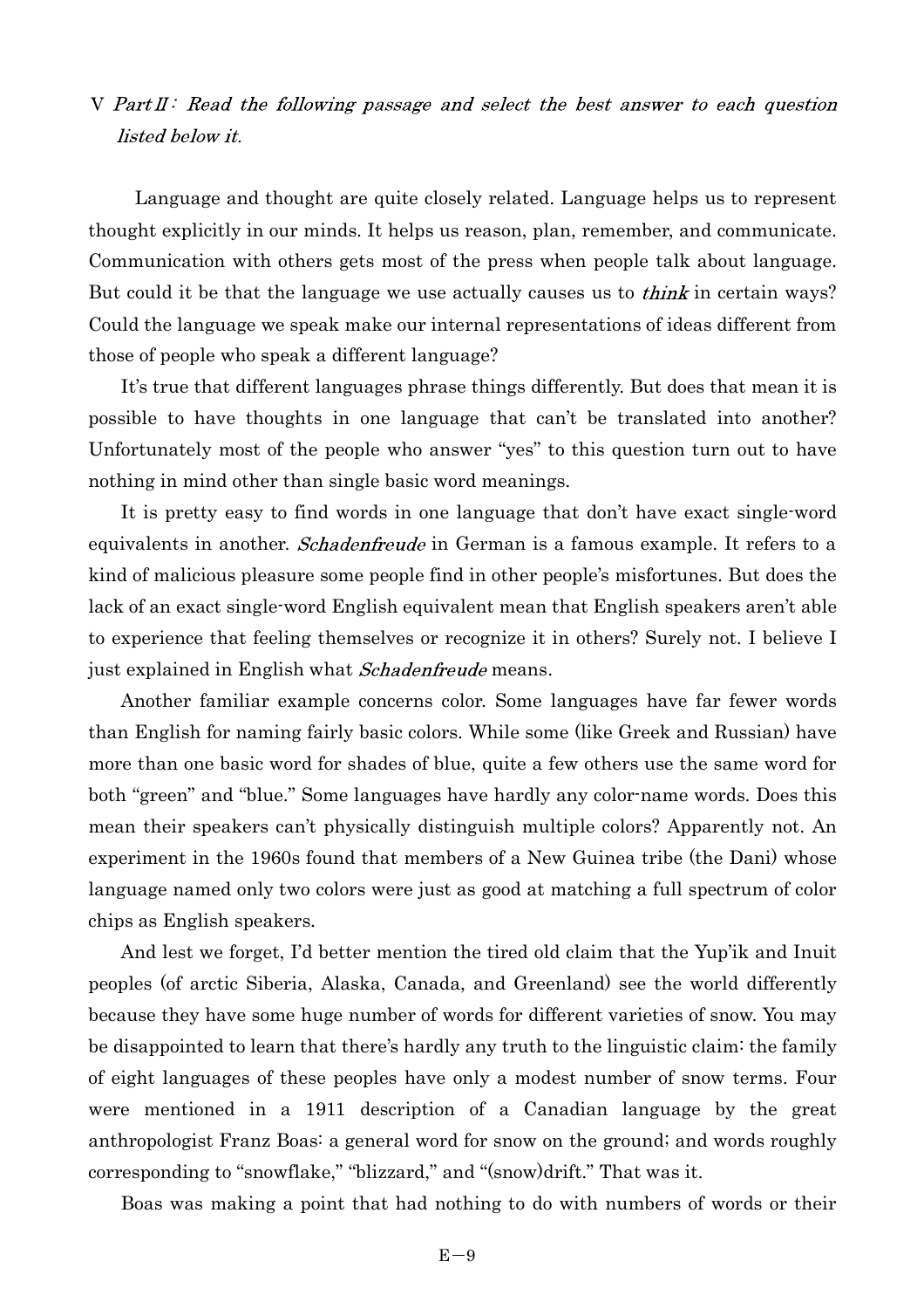V *Part II: Read the following passage and select the best answer to each question listed below it.*

Language and thought are quite closely related. Language helps us to represent thought explicitly in our minds. It helps us reason, plan, remember, and communicate. Communication with others gets most of the press when people talk about language. But could it be that the language we use actually causes us to *think* in certain ways? Could the language we speak make our internal representations of ideas different from those of people who speak a different language?

It's true that different languages phrase things differently. But does that mean it is possible to have thoughts in one language that can't be translated into another? Unfortunately most of the people who answer "yes" to this question turn out to have nothing in mind other than single basic word meanings.

It is pretty easy to find words in one language that don't have exact single-word equivalents in another. *Schadenfreude* in German is a famous example. It refers to a kind of malicious pleasure some people find in other people's misfortunes. But does the lack of an exact single-word English equivalent mean that English speakers aren't able to experience that feeling themselves or recognize it in others? Surely not. I believe I just explained in English what *Schadenfreude* means.

Another familiar example concerns color. Some languages have far fewer words than English for naming fairly basic colors. While some (like Greek and Russian) have more than one basic word for shades of blue, quite a few others use the same word for both "green" and "blue." Some languages have hardly any color-name words. Does this mean their speakers can't physically distinguish multiple colors? Apparently not. An experiment in the 1960s found that members of a New Guinea tribe (the Dani) whose language named only two colors were just as good at matching a full spectrum of color chips as English speakers.

And lest we forget, I'd better mention the tired old claim that the Yup'ik and Inuit peoples (of arctic Siberia, Alaska, Canada, and Greenland) see the world differently because they have some huge number of words for different varieties of snow. You may be disappointed to learn that there's hardly any truth to the linguistic claim: the family of eight languages of these peoples have only a modest number of snow terms. Four were mentioned in a 1911 description of a Canadian language by the great anthropologist Franz Boas: a general word for snow on the ground; and words roughly corresponding to "snowflake," "blizzard," and "(snow)drift." That was it.

Boas was making a point that had nothing to do with numbers of words or their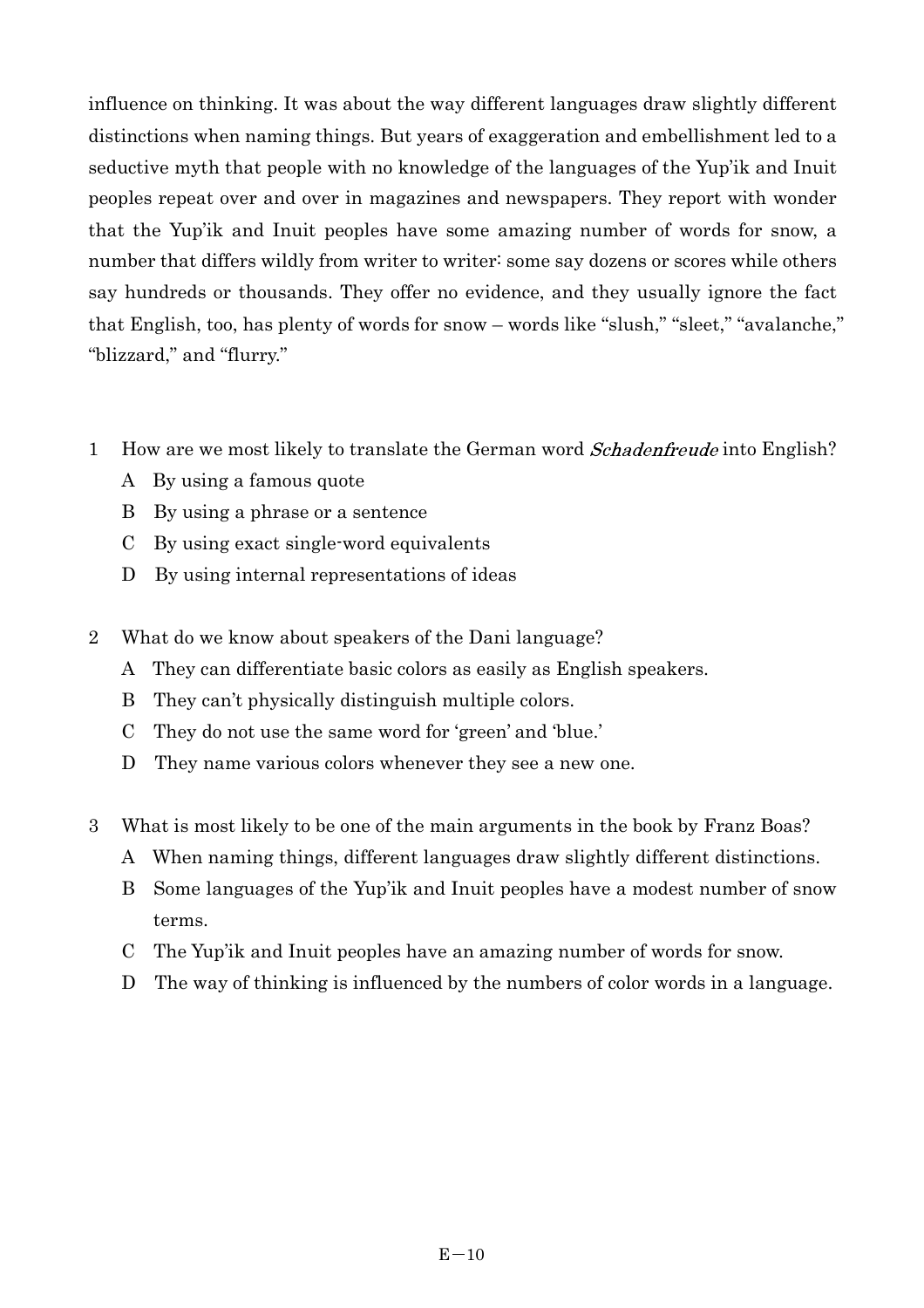influence on thinking. It was about the way different languages draw slightly different distinctions when naming things. But years of exaggeration and embellishment led to a seductive myth that people with no knowledge of the languages of the Yup'ik and Inuit peoples repeat over and over in magazines and newspapers. They report with wonder that the Yup'ik and Inuit peoples have some amazing number of words for snow, a number that differs wildly from writer to writer: some say dozens or scores while others say hundreds or thousands. They offer no evidence, and they usually ignore the fact that English, too, has plenty of words for snow – words like "slush," "sleet," "avalanche," "blizzard," and "flurry."

1 How are we most likely to translate the German word *Schadenfreude* into English?

A By using a famous quote

B By using a phrase or a sentence

C By using exact single-word equivalents

D By using internal representations of ideas

2 What do we know about speakers of the Dani language?

A They can differentiate basic colors as easily as English speakers.

B They can't physically distinguish multiple colors.

C They do not use the same word for 'green' and 'blue.'

D They name various colors whenever they see a new one.

3 What is most likely to be one of the main arguments in the book by Franz Boas?

A When naming things, different languages draw slightly different distinctions.

B Some languages of the Yup'ik and Inuit peoples have a modest number of snow terms.

C The Yup'ik and Inuit peoples have an amazing number of words for snow.

D The way of thinking is influenced by the numbers of color words in a language.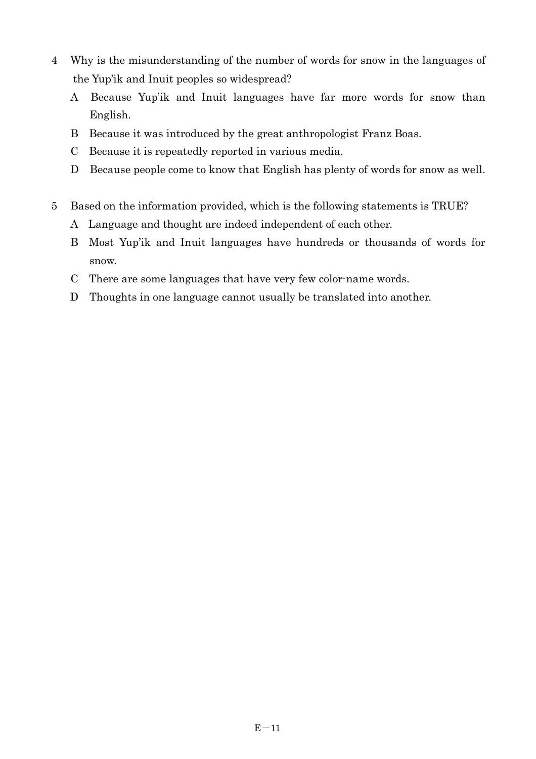4 Why is the misunderstanding of the number of words for snow in the languages of the Yup'ik and Inuit peoples so widespread?

  A Because Yup'ik and Inuit languages have far more words for snow than English.

  B Because it was introduced by the great anthropologist Franz Boas.

  C Because it is repeatedly reported in various media.

  D Because people come to know that English has plenty of words for snow as well.

5 Based on the information provided, which is the following statements is TRUE?

  A Language and thought are indeed independent of each other.

  B Most Yup'ik and Inuit languages have hundreds or thousands of words for snow.

  C There are some languages that have very few color-name words.

  D Thoughts in one language cannot usually be translated into another.